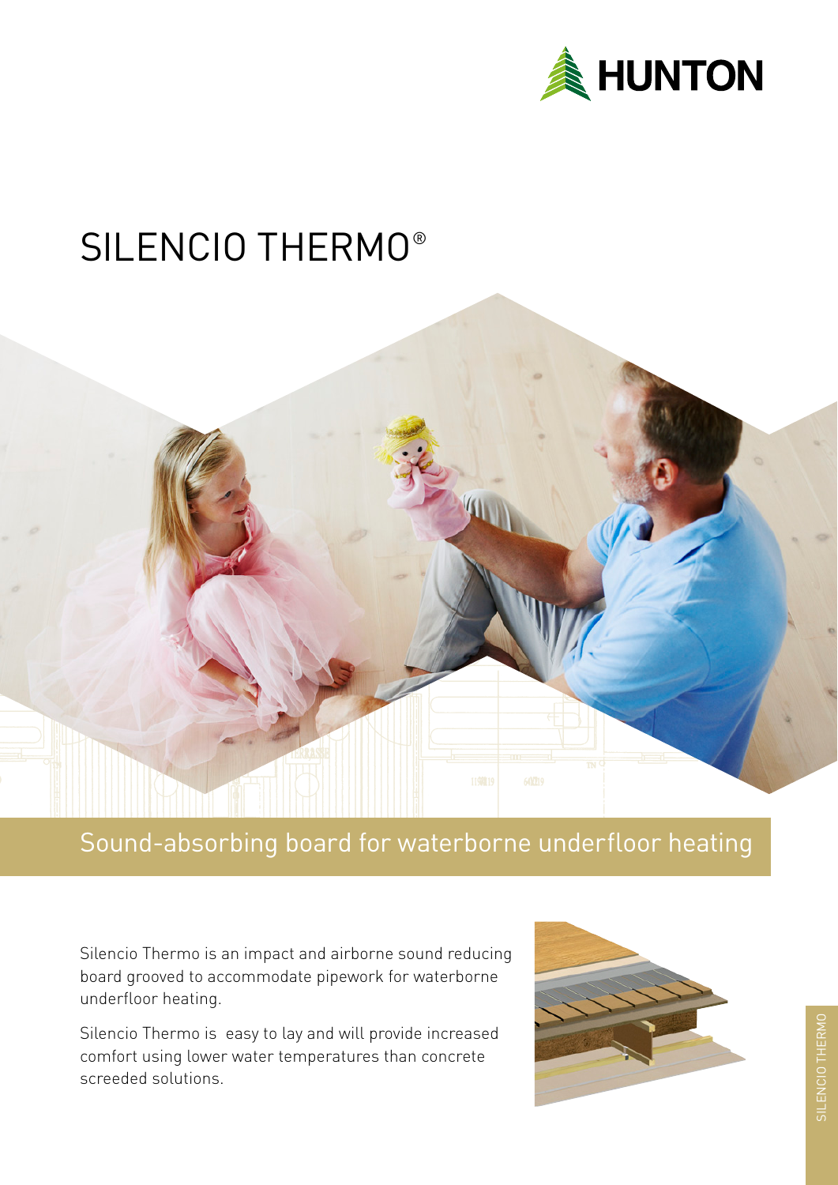HUNTON

# SILENCIO THERMO®

## Sound-absorbing board for waterborne underfloor heating

Silencio Thermo is an impact and airborne sound reducing board grooved to accommodate pipework for waterborne underfloor heating.

Silencio Thermo is easy to lay and will provide increased comfort using lower water temperatures than concrete screeded solutions.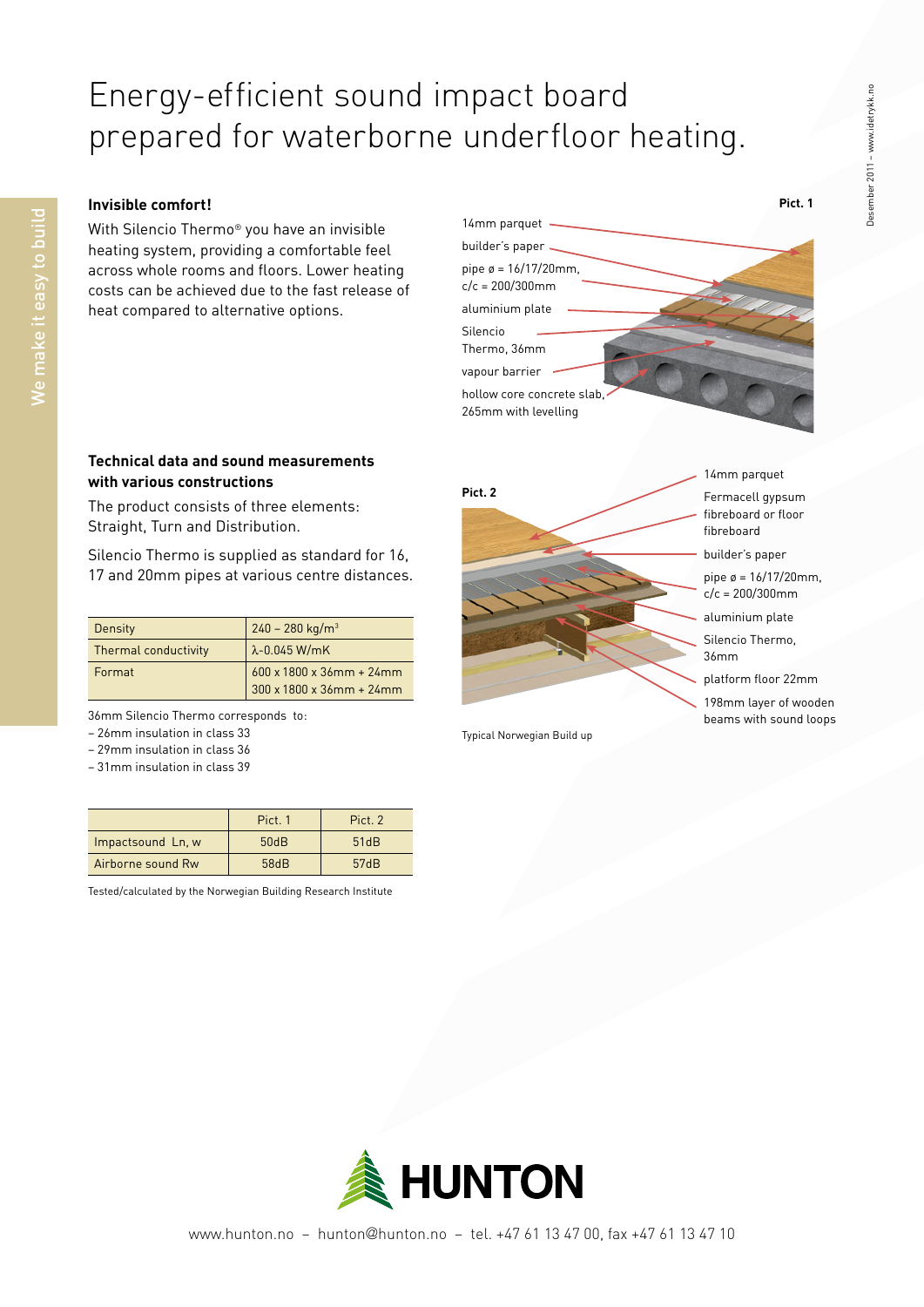# Energy-efficient sound impact board prepared for waterborne underfloor heating.

### Invisible comfort!

With Silencio Thermo® you have an invisible heating system, providing a comfortable feel across whole rooms and floors. Lower heating costs can be achieved due to the fast release of heat compared to alternative options.

**Pict. 1**

14mm parquet
builder's paper
pipe ø = 16/17/20mm, c/c = 200/300mm
aluminium plate
Silencio Thermo, 36mm
vapour barrier
hollow core concrete slab, 265mm with levelling

### Technical data and sound measurements with various constructions

The product consists of three elements: Straight, Turn and Distribution.

Silencio Thermo is supplied as standard for 16, 17 and 20mm pipes at various centre distances.

| | |
|---|---|
| Density | 240 – 280 kg/m³ |
| Thermal conductivity | λ-0.045 W/mK |
| Format | 600 x 1800 x 36mm + 24mm<br>300 x 1800 x 36mm + 24mm |

36mm Silencio Thermo corresponds to:

- 26mm insulation in class 33
- 29mm insulation in class 36
- 31mm insulation in class 39

| | Pict. 1 | Pict. 2 |
|---|---|---|
| Impactsound Ln, w | 50dB | 51dB |
| Airborne sound Rw | 58dB | 57dB |

Tested/calculated by the Norwegian Building Research Institute

**Pict. 2**

14mm parquet
Fermacell gypsum fibreboard or floor fibreboard
builder's paper
pipe ø = 16/17/20mm, c/c = 200/300mm
aluminium plate
Silencio Thermo, 36mm
platform floor 22mm
198mm layer of wooden beams with sound loops

Typical Norwegian Build up

We make it easy to build

Desember 2011 – www.idetrykk.no

HUNTON

www.hunton.no – hunton@hunton.no – tel. +47 61 13 47 00, fax +47 61 13 47 10